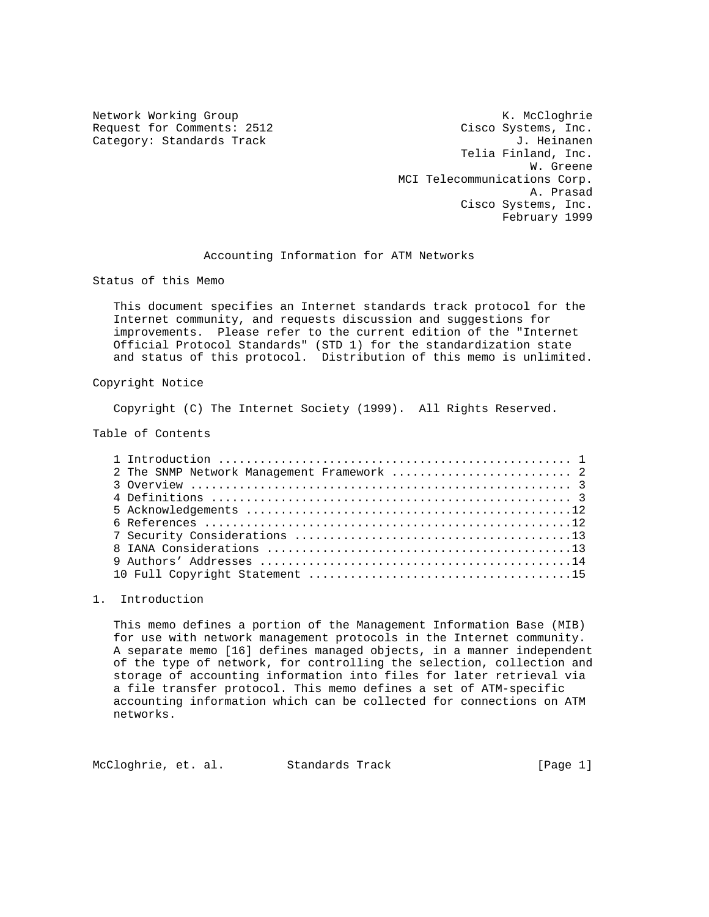Network Working Group K. McCloghrie
Request for Comments: 2512 Cisco Systems, Inc.
Category: Standards Track J. Heinanen
Telia Finland, Inc.
W. Greene
MCI Telecommunications Corp.
A. Prasad
Cisco Systems, Inc.
February 1999

# Accounting Information for ATM Networks

## Status of this Memo

This document specifies an Internet standards track protocol for the Internet community, and requests discussion and suggestions for improvements. Please refer to the current edition of the "Internet Official Protocol Standards" (STD 1) for the standardization state and status of this protocol. Distribution of this memo is unlimited.

## Copyright Notice

Copyright (C) The Internet Society (1999). All Rights Reserved.

## Table of Contents

```
1 Introduction .................................................. 1
2 The SNMP Network Management Framework ......................... 2
3 Overview ...................................................... 3
4 Definitions ................................................... 3
5 Acknowledgements ..............................................12
6 References ....................................................12
7 Security Considerations .......................................13
8 IANA Considerations ...........................................13
9 Authors' Addresses ............................................14
10 Full Copyright Statement .....................................15
```

## 1. Introduction

This memo defines a portion of the Management Information Base (MIB) for use with network management protocols in the Internet community. A separate memo [16] defines managed objects, in a manner independent of the type of network, for controlling the selection, collection and storage of accounting information into files for later retrieval via a file transfer protocol. This memo defines a set of ATM-specific accounting information which can be collected for connections on ATM networks.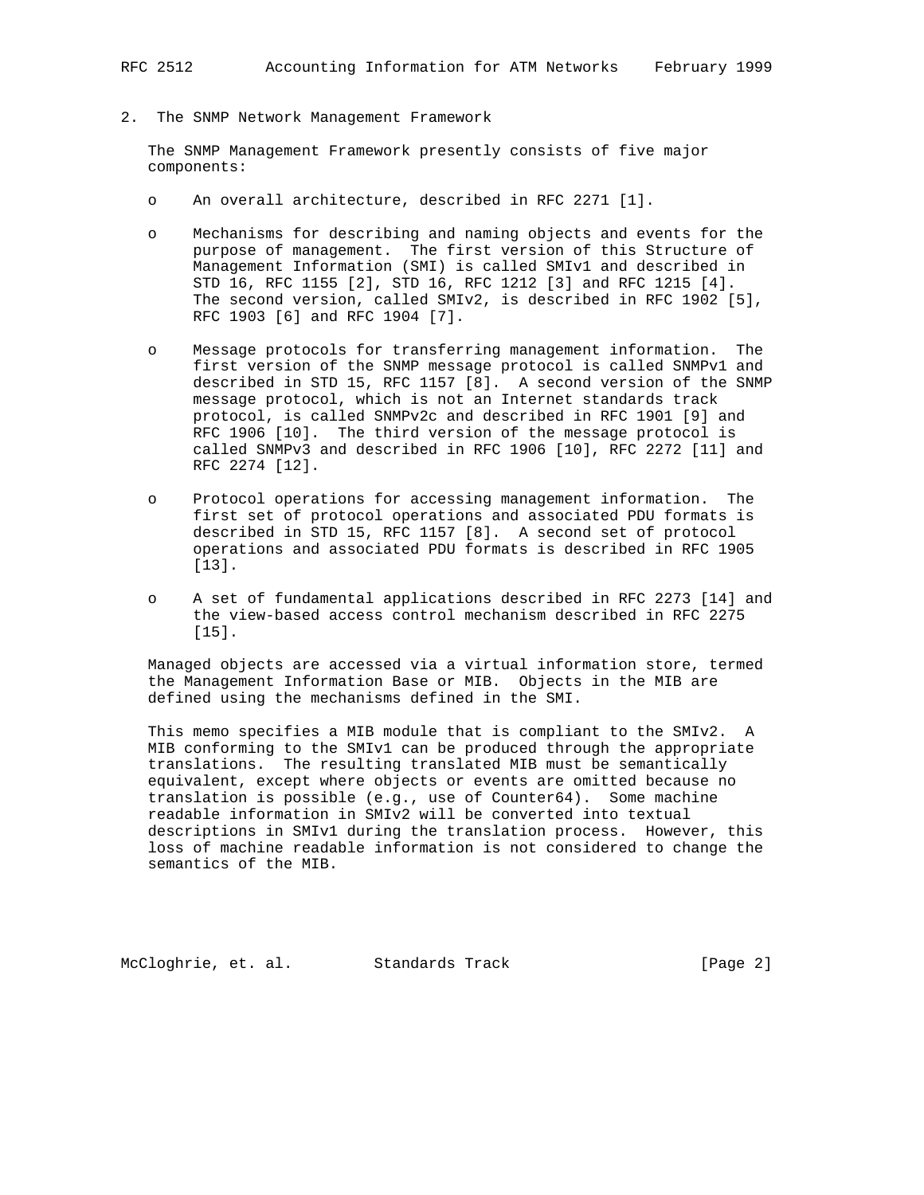## 2. The SNMP Network Management Framework

The SNMP Management Framework presently consists of five major components:

- An overall architecture, described in RFC 2271 [1].
- Mechanisms for describing and naming objects and events for the purpose of management. The first version of this Structure of Management Information (SMI) is called SMIv1 and described in STD 16, RFC 1155 [2], STD 16, RFC 1212 [3] and RFC 1215 [4]. The second version, called SMIv2, is described in RFC 1902 [5], RFC 1903 [6] and RFC 1904 [7].
- Message protocols for transferring management information. The first version of the SNMP message protocol is called SNMPv1 and described in STD 15, RFC 1157 [8]. A second version of the SNMP message protocol, which is not an Internet standards track protocol, is called SNMPv2c and described in RFC 1901 [9] and RFC 1906 [10]. The third version of the message protocol is called SNMPv3 and described in RFC 1906 [10], RFC 2272 [11] and RFC 2274 [12].
- Protocol operations for accessing management information. The first set of protocol operations and associated PDU formats is described in STD 15, RFC 1157 [8]. A second set of protocol operations and associated PDU formats is described in RFC 1905 [13].
- A set of fundamental applications described in RFC 2273 [14] and the view-based access control mechanism described in RFC 2275 [15].

Managed objects are accessed via a virtual information store, termed the Management Information Base or MIB. Objects in the MIB are defined using the mechanisms defined in the SMI.

This memo specifies a MIB module that is compliant to the SMIv2. A MIB conforming to the SMIv1 can be produced through the appropriate translations. The resulting translated MIB must be semantically equivalent, except where objects or events are omitted because no translation is possible (e.g., use of Counter64). Some machine readable information in SMIv2 will be converted into textual descriptions in SMIv1 during the translation process. However, this loss of machine readable information is not considered to change the semantics of the MIB.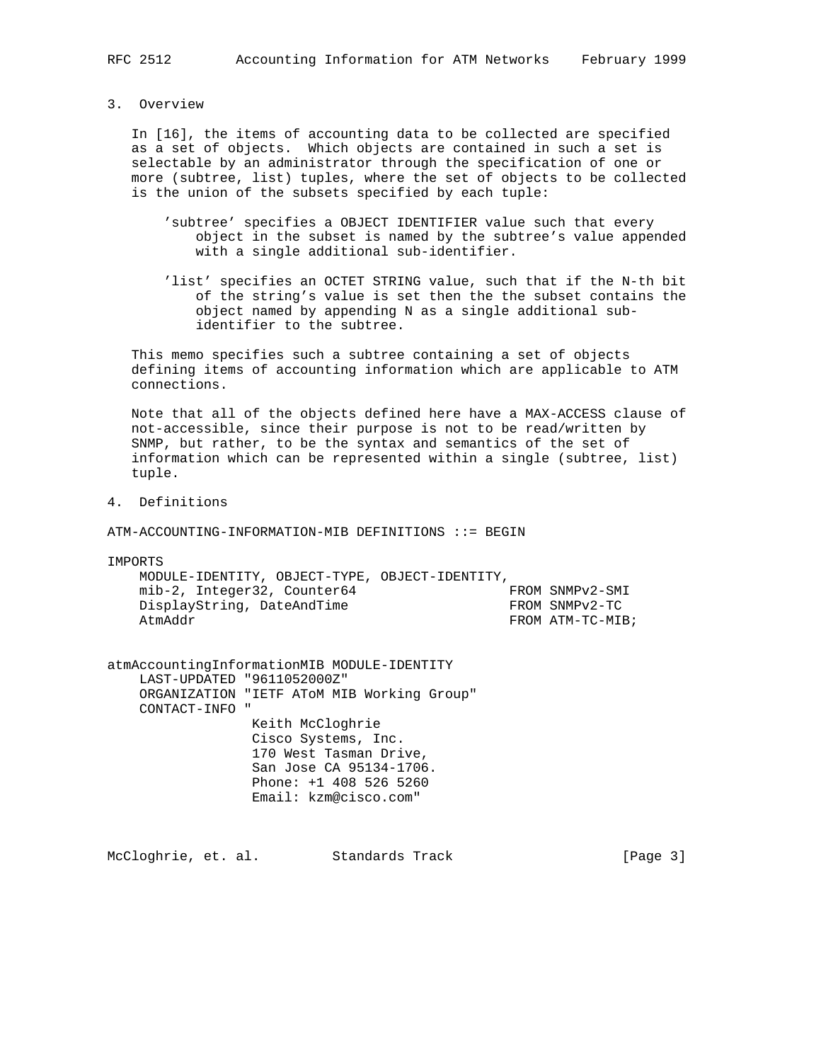## 3. Overview

In [16], the items of accounting data to be collected are specified as a set of objects. Which objects are contained in such a set is selectable by an administrator through the specification of one or more (subtree, list) tuples, where the set of objects to be collected is the union of the subsets specified by each tuple:

- 'subtree' specifies a OBJECT IDENTIFIER value such that every object in the subset is named by the subtree's value appended with a single additional sub-identifier.

- 'list' specifies an OCTET STRING value, such that if the N-th bit of the string's value is set then the the subset contains the object named by appending N as a single additional sub-identifier to the subtree.

This memo specifies such a subtree containing a set of objects defining items of accounting information which are applicable to ATM connections.

Note that all of the objects defined here have a MAX-ACCESS clause of not-accessible, since their purpose is not to be read/written by SNMP, but rather, to be the syntax and semantics of the set of information which can be represented within a single (subtree, list) tuple.

## 4. Definitions

```
ATM-ACCOUNTING-INFORMATION-MIB DEFINITIONS ::= BEGIN

IMPORTS
    MODULE-IDENTITY, OBJECT-TYPE, OBJECT-IDENTITY,
    mib-2, Integer32, Counter64                 FROM SNMPv2-SMI
    DisplayString, DateAndTime                  FROM SNMPv2-TC
    AtmAddr                                     FROM ATM-TC-MIB;


atmAccountingInformationMIB MODULE-IDENTITY
    LAST-UPDATED "9611052000Z"
    ORGANIZATION "IETF AToM MIB Working Group"
    CONTACT-INFO "
                  Keith McCloghrie
                  Cisco Systems, Inc.
                  170 West Tasman Drive,
                  San Jose CA 95134-1706.
                  Phone: +1 408 526 5260
                  Email: kzm@cisco.com"
```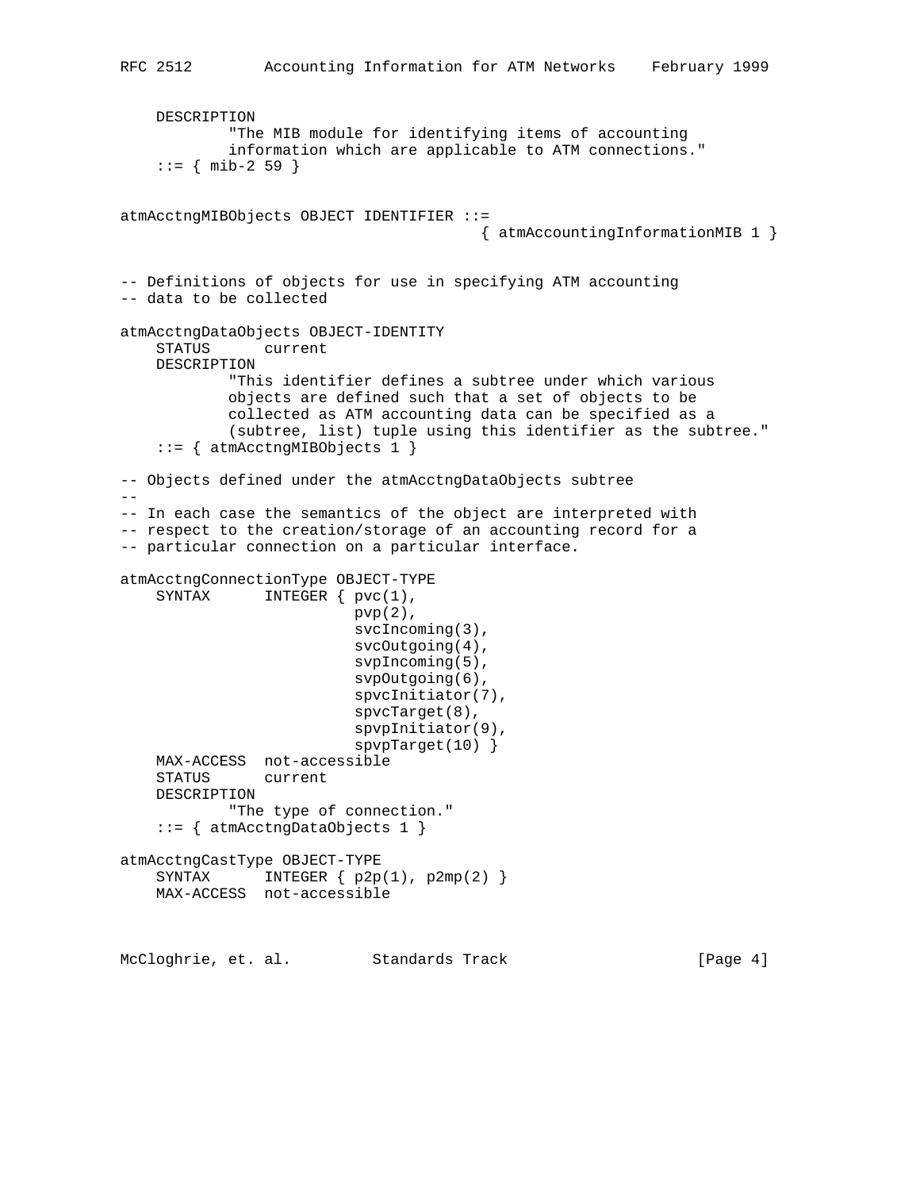```
    DESCRIPTION
            "The MIB module for identifying items of accounting
            information which are applicable to ATM connections."
    ::= { mib-2 59 }


atmAcctngMIBObjects OBJECT IDENTIFIER ::=
                                        { atmAccountingInformationMIB 1 }


-- Definitions of objects for use in specifying ATM accounting
-- data to be collected

atmAcctngDataObjects OBJECT-IDENTITY
    STATUS      current
    DESCRIPTION
            "This identifier defines a subtree under which various
            objects are defined such that a set of objects to be
            collected as ATM accounting data can be specified as a
            (subtree, list) tuple using this identifier as the subtree."
    ::= { atmAcctngMIBObjects 1 }

-- Objects defined under the atmAcctngDataObjects subtree
--
-- In each case the semantics of the object are interpreted with
-- respect to the creation/storage of an accounting record for a
-- particular connection on a particular interface.

atmAcctngConnectionType OBJECT-TYPE
    SYNTAX      INTEGER { pvc(1),
                          pvp(2),
                          svcIncoming(3),
                          svcOutgoing(4),
                          svpIncoming(5),
                          svpOutgoing(6),
                          spvcInitiator(7),
                          spvcTarget(8),
                          spvpInitiator(9),
                          spvpTarget(10) }
    MAX-ACCESS  not-accessible
    STATUS      current
    DESCRIPTION
            "The type of connection."
    ::= { atmAcctngDataObjects 1 }

atmAcctngCastType OBJECT-TYPE
    SYNTAX      INTEGER { p2p(1), p2mp(2) }
    MAX-ACCESS  not-accessible
```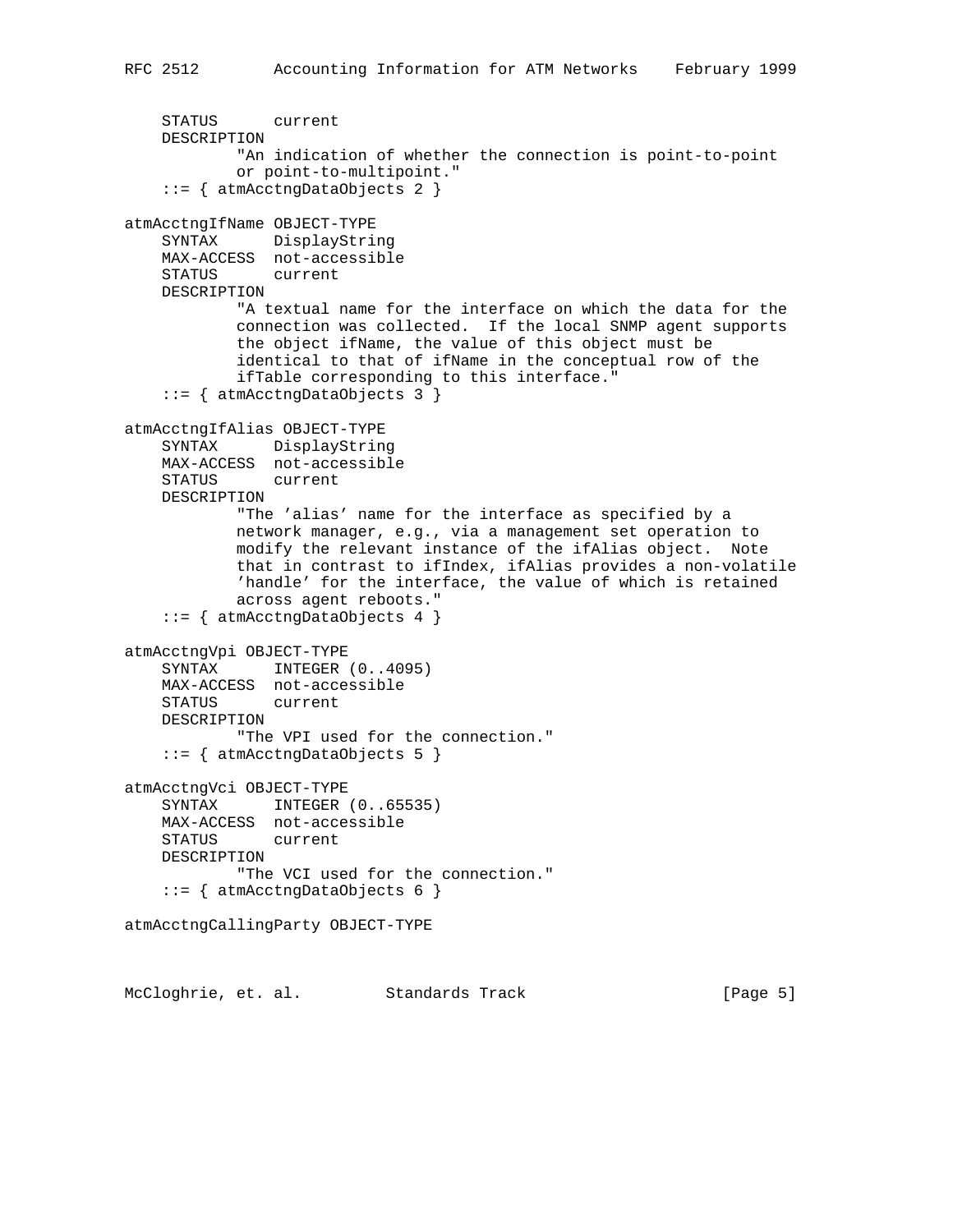```
    STATUS      current
    DESCRIPTION
            "An indication of whether the connection is point-to-point
            or point-to-multipoint."
    ::= { atmAcctngDataObjects 2 }

atmAcctngIfName OBJECT-TYPE
    SYNTAX      DisplayString
    MAX-ACCESS  not-accessible
    STATUS      current
    DESCRIPTION
            "A textual name for the interface on which the data for the
            connection was collected.  If the local SNMP agent supports
            the object ifName, the value of this object must be
            identical to that of ifName in the conceptual row of the
            ifTable corresponding to this interface."
    ::= { atmAcctngDataObjects 3 }

atmAcctngIfAlias OBJECT-TYPE
    SYNTAX      DisplayString
    MAX-ACCESS  not-accessible
    STATUS      current
    DESCRIPTION
            "The 'alias' name for the interface as specified by a
            network manager, e.g., via a management set operation to
            modify the relevant instance of the ifAlias object.  Note
            that in contrast to ifIndex, ifAlias provides a non-volatile
            'handle' for the interface, the value of which is retained
            across agent reboots."
    ::= { atmAcctngDataObjects 4 }

atmAcctngVpi OBJECT-TYPE
    SYNTAX      INTEGER (0..4095)
    MAX-ACCESS  not-accessible
    STATUS      current
    DESCRIPTION
            "The VPI used for the connection."
    ::= { atmAcctngDataObjects 5 }

atmAcctngVci OBJECT-TYPE
    SYNTAX      INTEGER (0..65535)
    MAX-ACCESS  not-accessible
    STATUS      current
    DESCRIPTION
            "The VCI used for the connection."
    ::= { atmAcctngDataObjects 6 }

atmAcctngCallingParty OBJECT-TYPE
```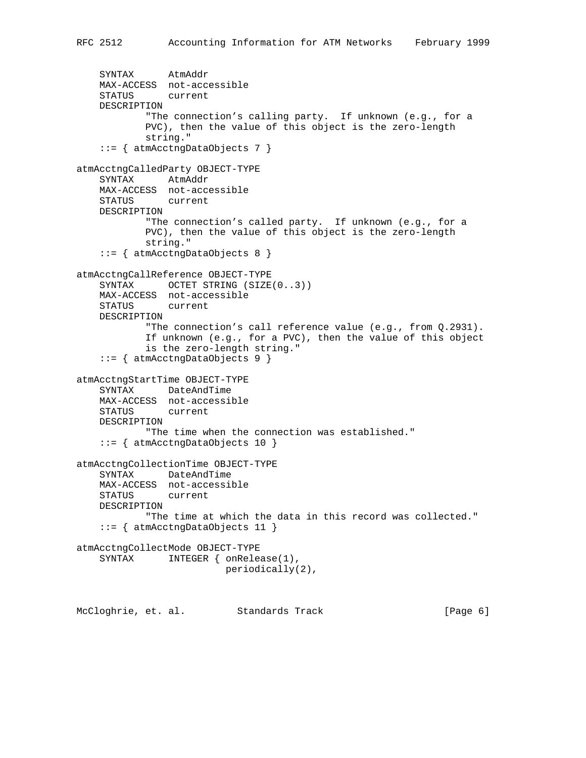```
    SYNTAX      AtmAddr
    MAX-ACCESS  not-accessible
    STATUS      current
    DESCRIPTION
            "The connection's calling party.  If unknown (e.g., for a
            PVC), then the value of this object is the zero-length
            string."
    ::= { atmAcctngDataObjects 7 }

atmAcctngCalledParty OBJECT-TYPE
    SYNTAX      AtmAddr
    MAX-ACCESS  not-accessible
    STATUS      current
    DESCRIPTION
            "The connection's called party.  If unknown (e.g., for a
            PVC), then the value of this object is the zero-length
            string."
    ::= { atmAcctngDataObjects 8 }

atmAcctngCallReference OBJECT-TYPE
    SYNTAX      OCTET STRING (SIZE(0..3))
    MAX-ACCESS  not-accessible
    STATUS      current
    DESCRIPTION
            "The connection's call reference value (e.g., from Q.2931).
            If unknown (e.g., for a PVC), then the value of this object
            is the zero-length string."
    ::= { atmAcctngDataObjects 9 }

atmAcctngStartTime OBJECT-TYPE
    SYNTAX      DateAndTime
    MAX-ACCESS  not-accessible
    STATUS      current
    DESCRIPTION
            "The time when the connection was established."
    ::= { atmAcctngDataObjects 10 }

atmAcctngCollectionTime OBJECT-TYPE
    SYNTAX      DateAndTime
    MAX-ACCESS  not-accessible
    STATUS      current
    DESCRIPTION
            "The time at which the data in this record was collected."
    ::= { atmAcctngDataObjects 11 }

atmAcctngCollectMode OBJECT-TYPE
    SYNTAX      INTEGER { onRelease(1),
                          periodically(2),
```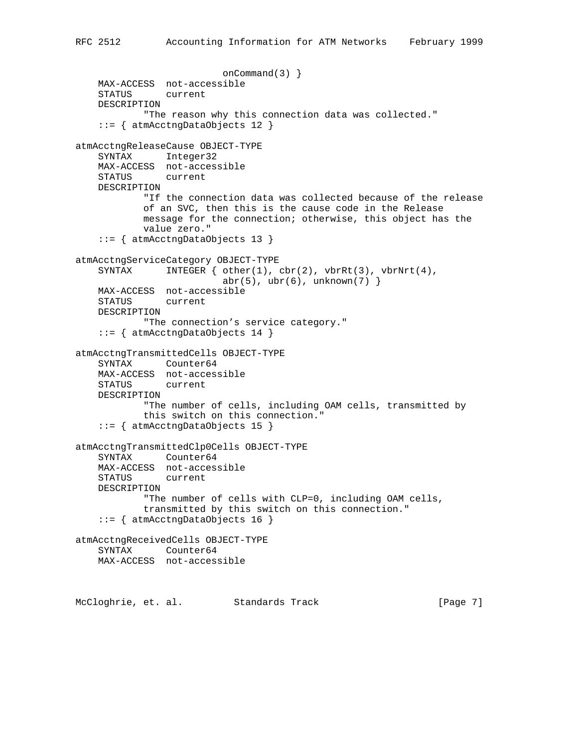```
                          onCommand(3) }
    MAX-ACCESS  not-accessible
    STATUS      current
    DESCRIPTION
            "The reason why this connection data was collected."
    ::= { atmAcctngDataObjects 12 }

atmAcctngReleaseCause OBJECT-TYPE
    SYNTAX      Integer32
    MAX-ACCESS  not-accessible
    STATUS      current
    DESCRIPTION
            "If the connection data was collected because of the release
            of an SVC, then this is the cause code in the Release
            message for the connection; otherwise, this object has the
            value zero."
    ::= { atmAcctngDataObjects 13 }

atmAcctngServiceCategory OBJECT-TYPE
    SYNTAX      INTEGER { other(1), cbr(2), vbrRt(3), vbrNrt(4),
                          abr(5), ubr(6), unknown(7) }
    MAX-ACCESS  not-accessible
    STATUS      current
    DESCRIPTION
            "The connection's service category."
    ::= { atmAcctngDataObjects 14 }

atmAcctngTransmittedCells OBJECT-TYPE
    SYNTAX      Counter64
    MAX-ACCESS  not-accessible
    STATUS      current
    DESCRIPTION
            "The number of cells, including OAM cells, transmitted by
            this switch on this connection."
    ::= { atmAcctngDataObjects 15 }

atmAcctngTransmittedClp0Cells OBJECT-TYPE
    SYNTAX      Counter64
    MAX-ACCESS  not-accessible
    STATUS      current
    DESCRIPTION
            "The number of cells with CLP=0, including OAM cells,
            transmitted by this switch on this connection."
    ::= { atmAcctngDataObjects 16 }

atmAcctngReceivedCells OBJECT-TYPE
    SYNTAX      Counter64
    MAX-ACCESS  not-accessible
```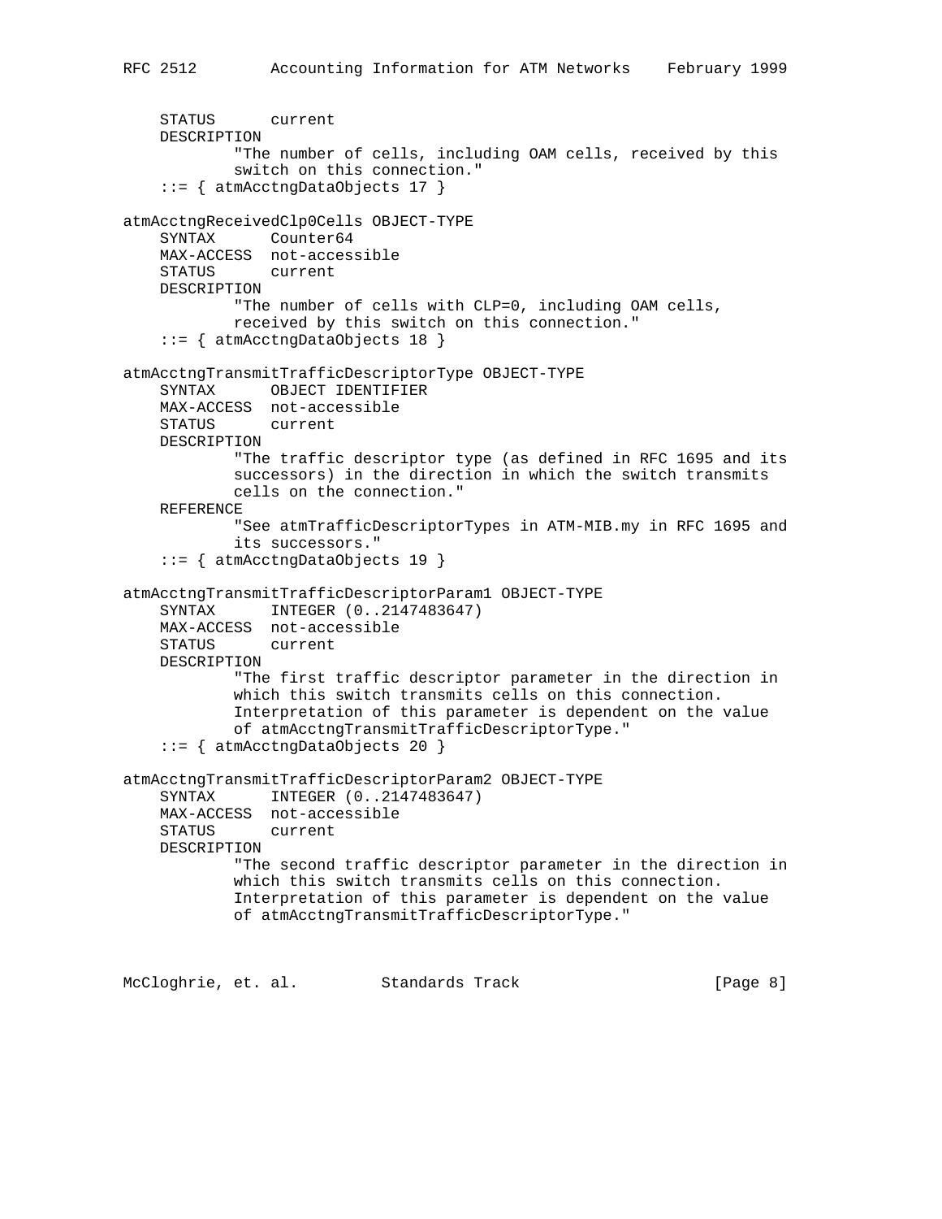```
    STATUS      current
    DESCRIPTION
            "The number of cells, including OAM cells, received by this
            switch on this connection."
    ::= { atmAcctngDataObjects 17 }

atmAcctngReceivedClp0Cells OBJECT-TYPE
    SYNTAX      Counter64
    MAX-ACCESS  not-accessible
    STATUS      current
    DESCRIPTION
            "The number of cells with CLP=0, including OAM cells,
            received by this switch on this connection."
    ::= { atmAcctngDataObjects 18 }

atmAcctngTransmitTrafficDescriptorType OBJECT-TYPE
    SYNTAX      OBJECT IDENTIFIER
    MAX-ACCESS  not-accessible
    STATUS      current
    DESCRIPTION
            "The traffic descriptor type (as defined in RFC 1695 and its
            successors) in the direction in which the switch transmits
            cells on the connection."
    REFERENCE
            "See atmTrafficDescriptorTypes in ATM-MIB.my in RFC 1695 and
            its successors."
    ::= { atmAcctngDataObjects 19 }

atmAcctngTransmitTrafficDescriptorParam1 OBJECT-TYPE
    SYNTAX      INTEGER (0..2147483647)
    MAX-ACCESS  not-accessible
    STATUS      current
    DESCRIPTION
            "The first traffic descriptor parameter in the direction in
            which this switch transmits cells on this connection.
            Interpretation of this parameter is dependent on the value
            of atmAcctngTransmitTrafficDescriptorType."
    ::= { atmAcctngDataObjects 20 }

atmAcctngTransmitTrafficDescriptorParam2 OBJECT-TYPE
    SYNTAX      INTEGER (0..2147483647)
    MAX-ACCESS  not-accessible
    STATUS      current
    DESCRIPTION
            "The second traffic descriptor parameter in the direction in
            which this switch transmits cells on this connection.
            Interpretation of this parameter is dependent on the value
            of atmAcctngTransmitTrafficDescriptorType."
```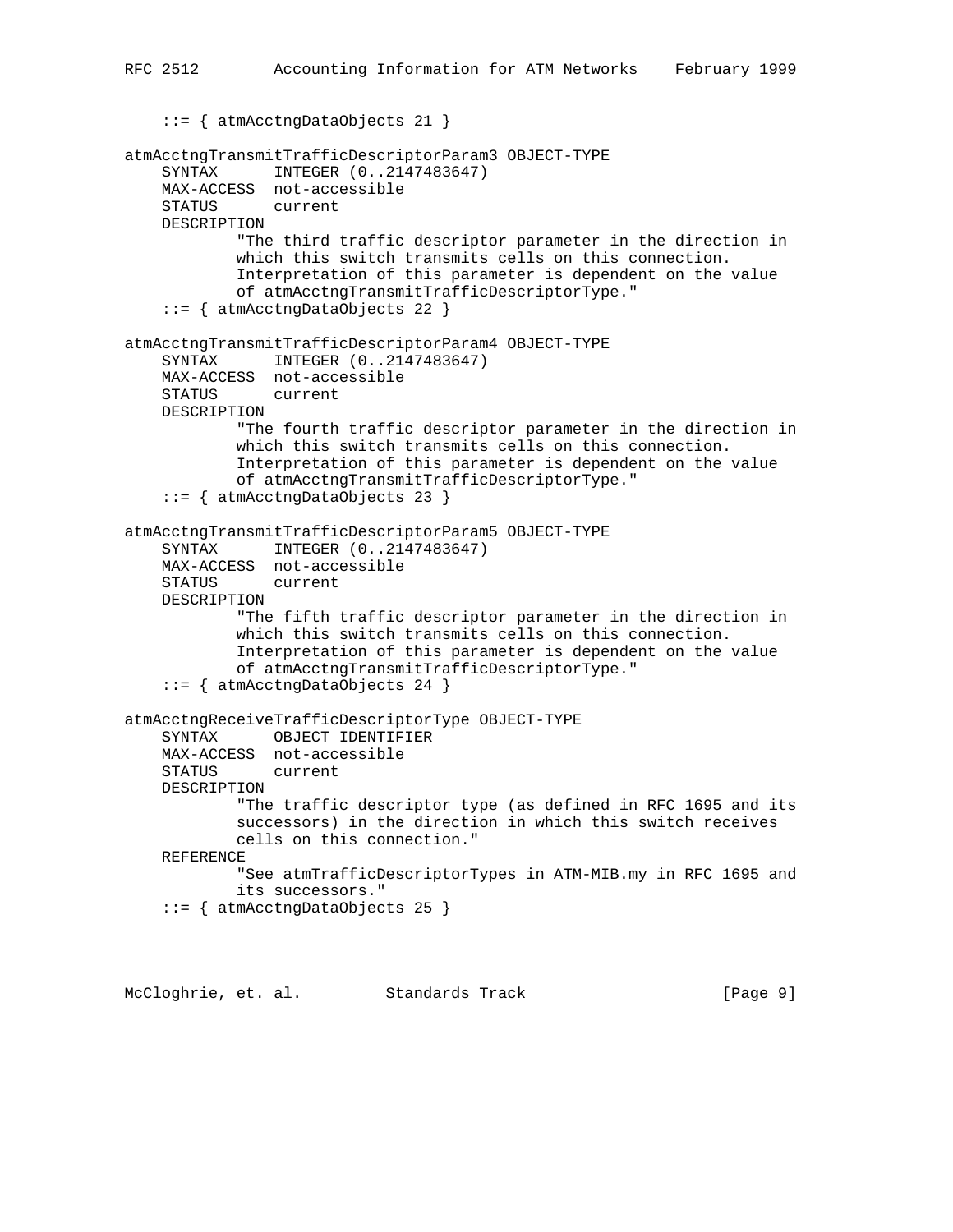```
    ::= { atmAcctngDataObjects 21 }

atmAcctngTransmitTrafficDescriptorParam3 OBJECT-TYPE
    SYNTAX      INTEGER (0..2147483647)
    MAX-ACCESS  not-accessible
    STATUS      current
    DESCRIPTION
            "The third traffic descriptor parameter in the direction in
            which this switch transmits cells on this connection.
            Interpretation of this parameter is dependent on the value
            of atmAcctngTransmitTrafficDescriptorType."
    ::= { atmAcctngDataObjects 22 }

atmAcctngTransmitTrafficDescriptorParam4 OBJECT-TYPE
    SYNTAX      INTEGER (0..2147483647)
    MAX-ACCESS  not-accessible
    STATUS      current
    DESCRIPTION
            "The fourth traffic descriptor parameter in the direction in
            which this switch transmits cells on this connection.
            Interpretation of this parameter is dependent on the value
            of atmAcctngTransmitTrafficDescriptorType."
    ::= { atmAcctngDataObjects 23 }

atmAcctngTransmitTrafficDescriptorParam5 OBJECT-TYPE
    SYNTAX      INTEGER (0..2147483647)
    MAX-ACCESS  not-accessible
    STATUS      current
    DESCRIPTION
            "The fifth traffic descriptor parameter in the direction in
            which this switch transmits cells on this connection.
            Interpretation of this parameter is dependent on the value
            of atmAcctngTransmitTrafficDescriptorType."
    ::= { atmAcctngDataObjects 24 }

atmAcctngReceiveTrafficDescriptorType OBJECT-TYPE
    SYNTAX      OBJECT IDENTIFIER
    MAX-ACCESS  not-accessible
    STATUS      current
    DESCRIPTION
            "The traffic descriptor type (as defined in RFC 1695 and its
            successors) in the direction in which this switch receives
            cells on this connection."
    REFERENCE
            "See atmTrafficDescriptorTypes in ATM-MIB.my in RFC 1695 and
            its successors."
    ::= { atmAcctngDataObjects 25 }
```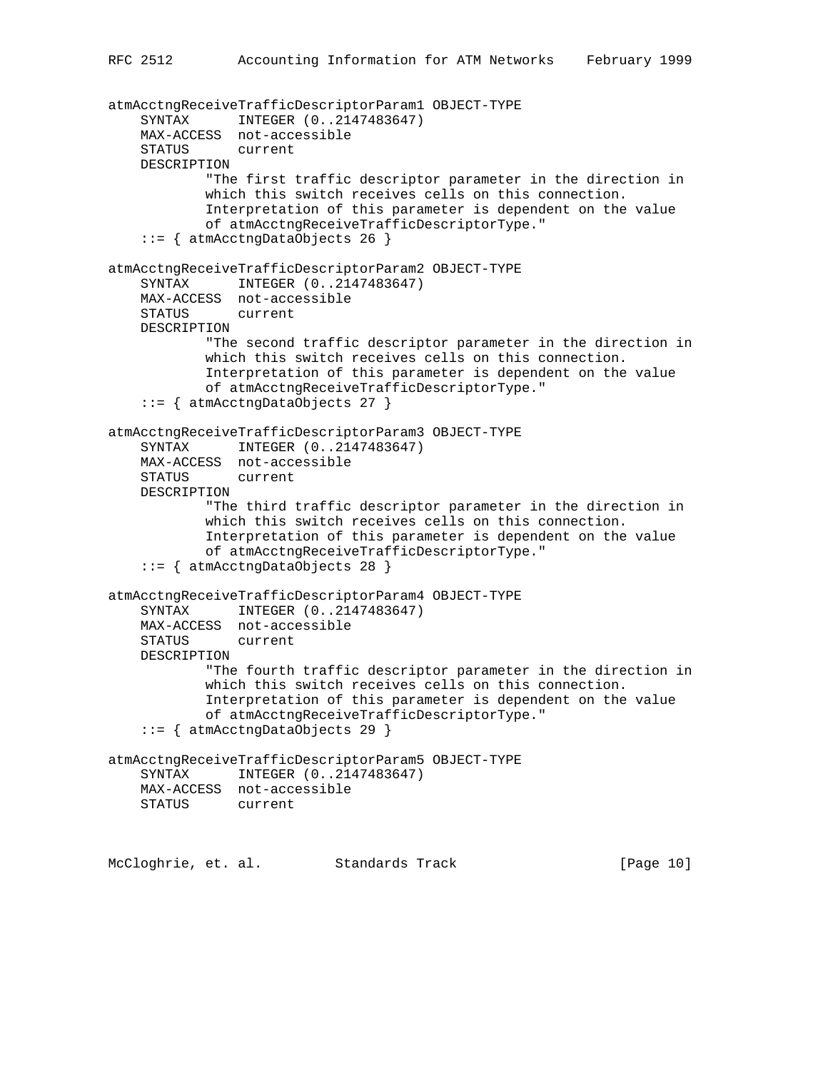```
atmAcctngReceiveTrafficDescriptorParam1 OBJECT-TYPE
    SYNTAX      INTEGER (0..2147483647)
    MAX-ACCESS  not-accessible
    STATUS      current
    DESCRIPTION
            "The first traffic descriptor parameter in the direction in
            which this switch receives cells on this connection.
            Interpretation of this parameter is dependent on the value
            of atmAcctngReceiveTrafficDescriptorType."
    ::= { atmAcctngDataObjects 26 }

atmAcctngReceiveTrafficDescriptorParam2 OBJECT-TYPE
    SYNTAX      INTEGER (0..2147483647)
    MAX-ACCESS  not-accessible
    STATUS      current
    DESCRIPTION
            "The second traffic descriptor parameter in the direction in
            which this switch receives cells on this connection.
            Interpretation of this parameter is dependent on the value
            of atmAcctngReceiveTrafficDescriptorType."
    ::= { atmAcctngDataObjects 27 }

atmAcctngReceiveTrafficDescriptorParam3 OBJECT-TYPE
    SYNTAX      INTEGER (0..2147483647)
    MAX-ACCESS  not-accessible
    STATUS      current
    DESCRIPTION
            "The third traffic descriptor parameter in the direction in
            which this switch receives cells on this connection.
            Interpretation of this parameter is dependent on the value
            of atmAcctngReceiveTrafficDescriptorType."
    ::= { atmAcctngDataObjects 28 }

atmAcctngReceiveTrafficDescriptorParam4 OBJECT-TYPE
    SYNTAX      INTEGER (0..2147483647)
    MAX-ACCESS  not-accessible
    STATUS      current
    DESCRIPTION
            "The fourth traffic descriptor parameter in the direction in
            which this switch receives cells on this connection.
            Interpretation of this parameter is dependent on the value
            of atmAcctngReceiveTrafficDescriptorType."
    ::= { atmAcctngDataObjects 29 }

atmAcctngReceiveTrafficDescriptorParam5 OBJECT-TYPE
    SYNTAX      INTEGER (0..2147483647)
    MAX-ACCESS  not-accessible
    STATUS      current
```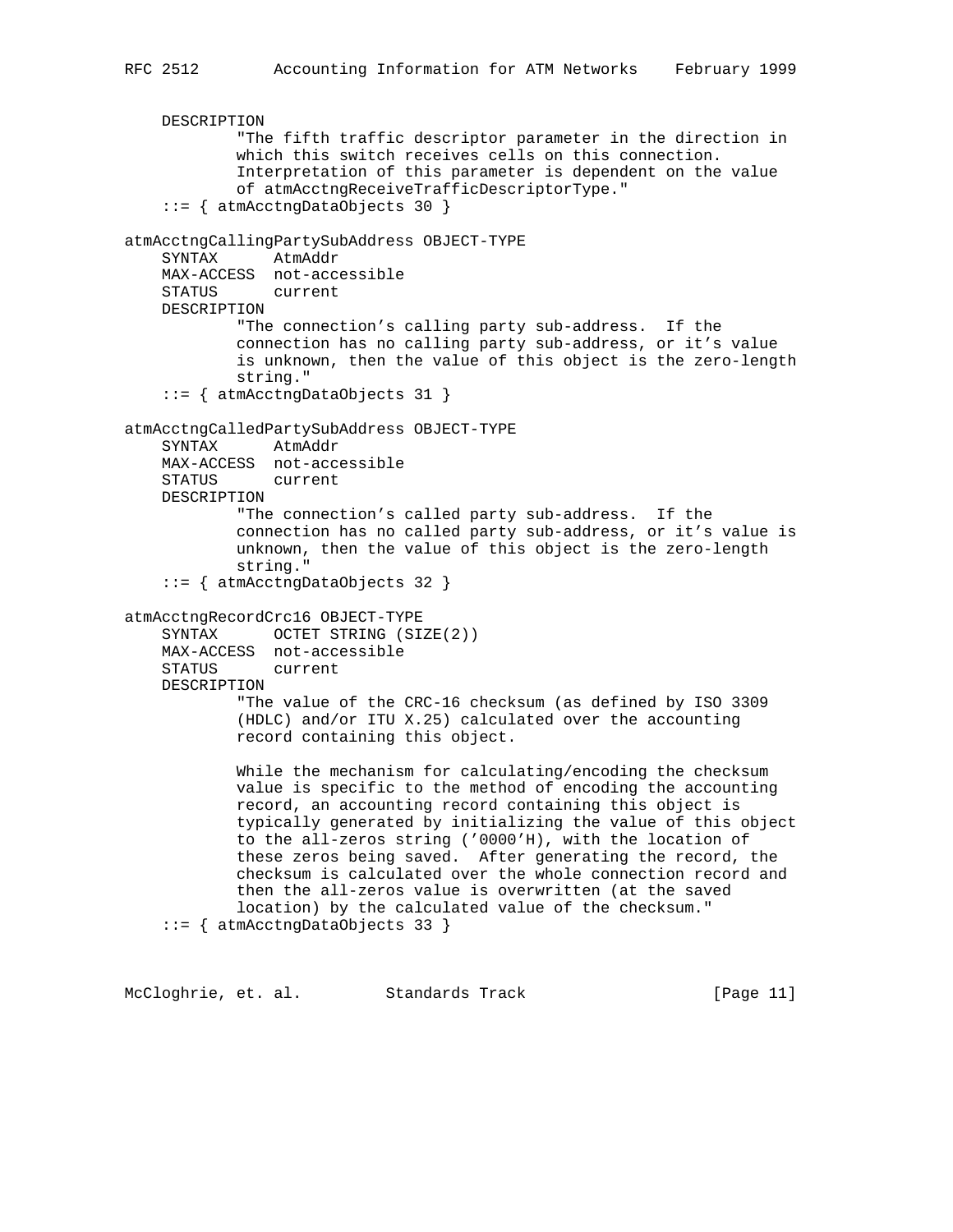```
    DESCRIPTION
            "The fifth traffic descriptor parameter in the direction in
            which this switch receives cells on this connection.
            Interpretation of this parameter is dependent on the value
            of atmAcctngReceiveTrafficDescriptorType."
    ::= { atmAcctngDataObjects 30 }

atmAcctngCallingPartySubAddress OBJECT-TYPE
    SYNTAX      AtmAddr
    MAX-ACCESS  not-accessible
    STATUS      current
    DESCRIPTION
            "The connection's calling party sub-address.  If the
            connection has no calling party sub-address, or it's value
            is unknown, then the value of this object is the zero-length
            string."
    ::= { atmAcctngDataObjects 31 }

atmAcctngCalledPartySubAddress OBJECT-TYPE
    SYNTAX      AtmAddr
    MAX-ACCESS  not-accessible
    STATUS      current
    DESCRIPTION
            "The connection's called party sub-address.  If the
            connection has no called party sub-address, or it's value is
            unknown, then the value of this object is the zero-length
            string."
    ::= { atmAcctngDataObjects 32 }

atmAcctngRecordCrc16 OBJECT-TYPE
    SYNTAX      OCTET STRING (SIZE(2))
    MAX-ACCESS  not-accessible
    STATUS      current
    DESCRIPTION
            "The value of the CRC-16 checksum (as defined by ISO 3309
            (HDLC) and/or ITU X.25) calculated over the accounting
            record containing this object.

            While the mechanism for calculating/encoding the checksum
            value is specific to the method of encoding the accounting
            record, an accounting record containing this object is
            typically generated by initializing the value of this object
            to the all-zeros string ('0000'H), with the location of
            these zeros being saved.  After generating the record, the
            checksum is calculated over the whole connection record and
            then the all-zeros value is overwritten (at the saved
            location) by the calculated value of the checksum."
    ::= { atmAcctngDataObjects 33 }
```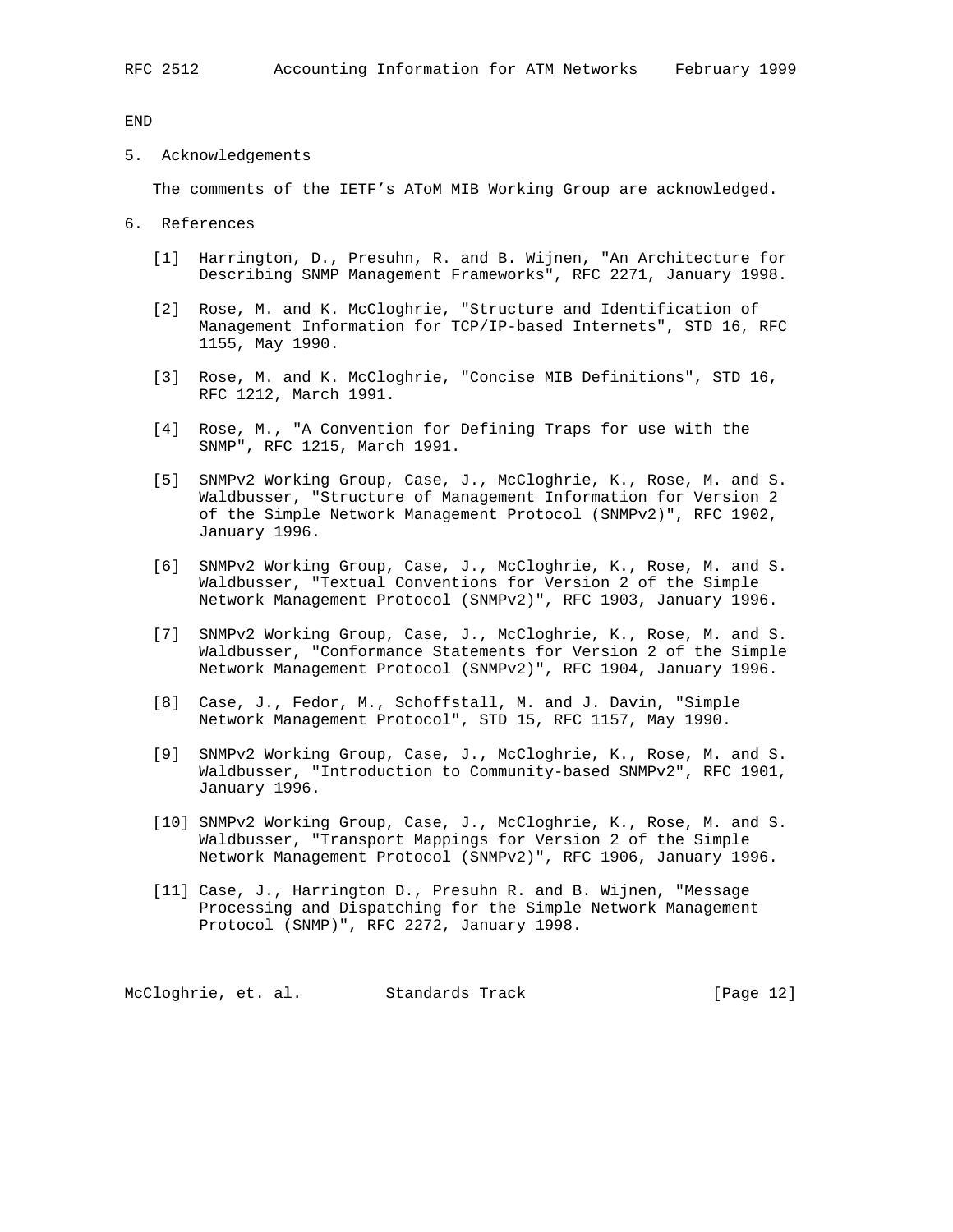END

## 5. Acknowledgements

The comments of the IETF's AToM MIB Working Group are acknowledged.

## 6. References

[1] Harrington, D., Presuhn, R. and B. Wijnen, "An Architecture for Describing SNMP Management Frameworks", RFC 2271, January 1998.

[2] Rose, M. and K. McCloghrie, "Structure and Identification of Management Information for TCP/IP-based Internets", STD 16, RFC 1155, May 1990.

[3] Rose, M. and K. McCloghrie, "Concise MIB Definitions", STD 16, RFC 1212, March 1991.

[4] Rose, M., "A Convention for Defining Traps for use with the SNMP", RFC 1215, March 1991.

[5] SNMPv2 Working Group, Case, J., McCloghrie, K., Rose, M. and S. Waldbusser, "Structure of Management Information for Version 2 of the Simple Network Management Protocol (SNMPv2)", RFC 1902, January 1996.

[6] SNMPv2 Working Group, Case, J., McCloghrie, K., Rose, M. and S. Waldbusser, "Textual Conventions for Version 2 of the Simple Network Management Protocol (SNMPv2)", RFC 1903, January 1996.

[7] SNMPv2 Working Group, Case, J., McCloghrie, K., Rose, M. and S. Waldbusser, "Conformance Statements for Version 2 of the Simple Network Management Protocol (SNMPv2)", RFC 1904, January 1996.

[8] Case, J., Fedor, M., Schoffstall, M. and J. Davin, "Simple Network Management Protocol", STD 15, RFC 1157, May 1990.

[9] SNMPv2 Working Group, Case, J., McCloghrie, K., Rose, M. and S. Waldbusser, "Introduction to Community-based SNMPv2", RFC 1901, January 1996.

[10] SNMPv2 Working Group, Case, J., McCloghrie, K., Rose, M. and S. Waldbusser, "Transport Mappings for Version 2 of the Simple Network Management Protocol (SNMPv2)", RFC 1906, January 1996.

[11] Case, J., Harrington D., Presuhn R. and B. Wijnen, "Message Processing and Dispatching for the Simple Network Management Protocol (SNMP)", RFC 2272, January 1998.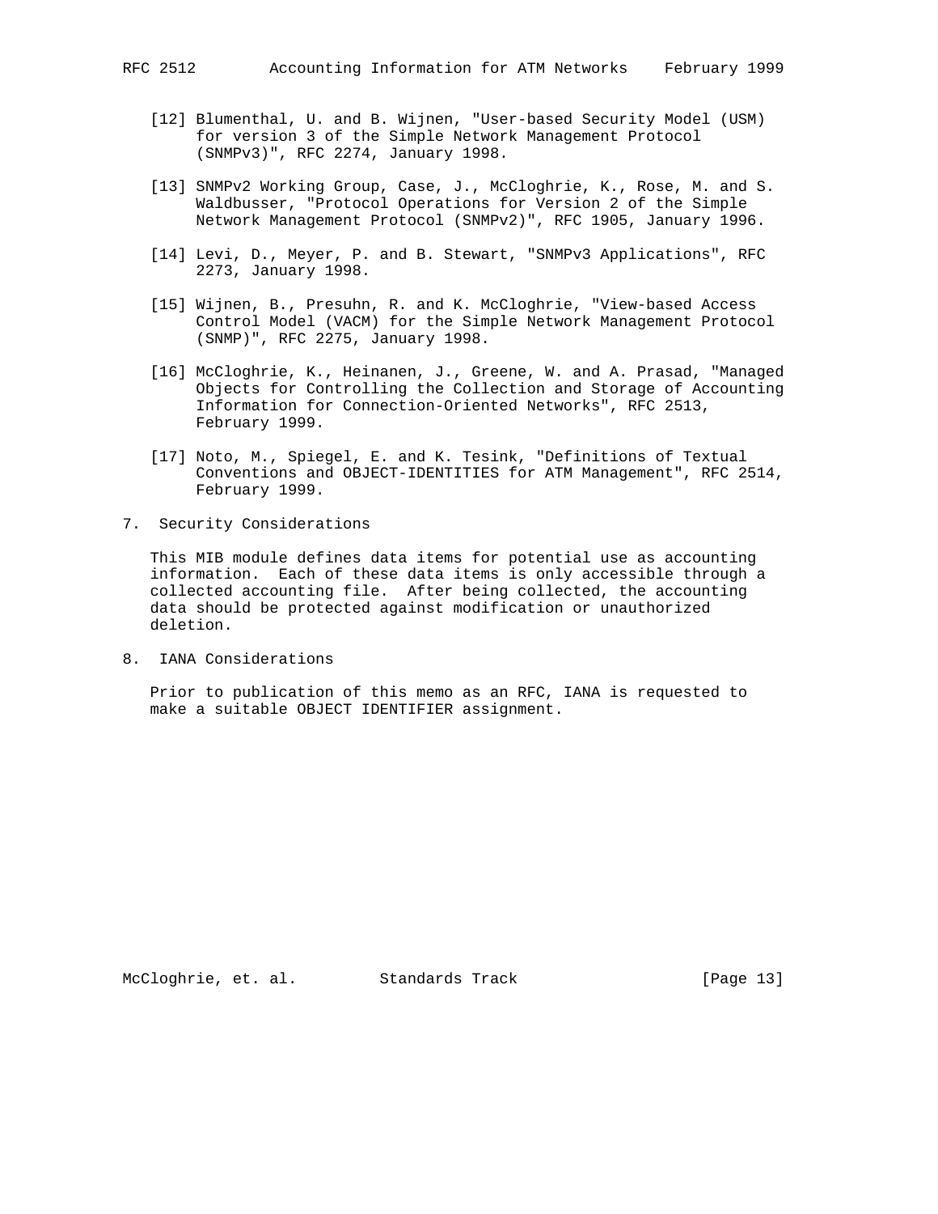[12] Blumenthal, U. and B. Wijnen, "User-based Security Model (USM) for version 3 of the Simple Network Management Protocol (SNMPv3)", RFC 2274, January 1998.

[13] SNMPv2 Working Group, Case, J., McCloghrie, K., Rose, M. and S. Waldbusser, "Protocol Operations for Version 2 of the Simple Network Management Protocol (SNMPv2)", RFC 1905, January 1996.

[14] Levi, D., Meyer, P. and B. Stewart, "SNMPv3 Applications", RFC 2273, January 1998.

[15] Wijnen, B., Presuhn, R. and K. McCloghrie, "View-based Access Control Model (VACM) for the Simple Network Management Protocol (SNMP)", RFC 2275, January 1998.

[16] McCloghrie, K., Heinanen, J., Greene, W. and A. Prasad, "Managed Objects for Controlling the Collection and Storage of Accounting Information for Connection-Oriented Networks", RFC 2513, February 1999.

[17] Noto, M., Spiegel, E. and K. Tesink, "Definitions of Textual Conventions and OBJECT-IDENTITIES for ATM Management", RFC 2514, February 1999.

## 7. Security Considerations

This MIB module defines data items for potential use as accounting information. Each of these data items is only accessible through a collected accounting file. After being collected, the accounting data should be protected against modification or unauthorized deletion.

## 8. IANA Considerations

Prior to publication of this memo as an RFC, IANA is requested to make a suitable OBJECT IDENTIFIER assignment.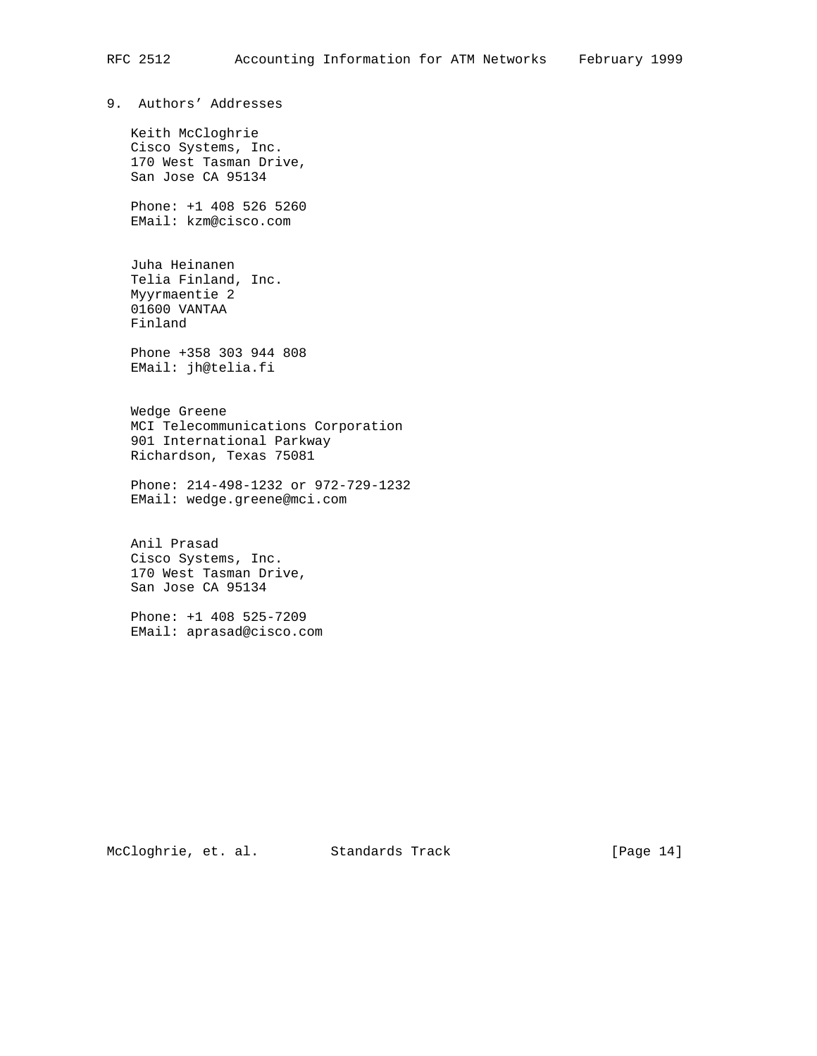## 9. Authors' Addresses

Keith McCloghrie
Cisco Systems, Inc.
170 West Tasman Drive,
San Jose CA 95134

Phone: +1 408 526 5260
EMail: kzm@cisco.com

Juha Heinanen
Telia Finland, Inc.
Myyrmaentie 2
01600 VANTAA
Finland

Phone +358 303 944 808
EMail: jh@telia.fi

Wedge Greene
MCI Telecommunications Corporation
901 International Parkway
Richardson, Texas 75081

Phone: 214-498-1232 or 972-729-1232
EMail: wedge.greene@mci.com

Anil Prasad
Cisco Systems, Inc.
170 West Tasman Drive,
San Jose CA 95134

Phone: +1 408 525-7209
EMail: aprasad@cisco.com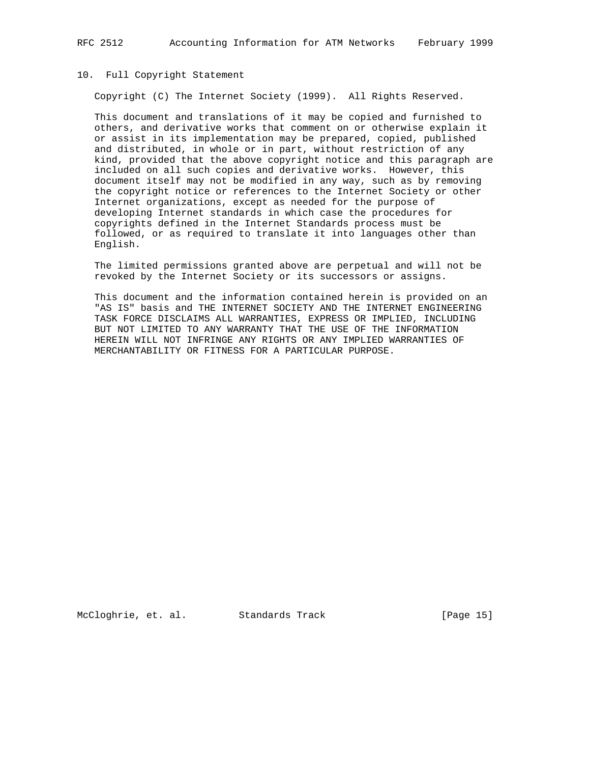## 10. Full Copyright Statement

Copyright (C) The Internet Society (1999). All Rights Reserved.

This document and translations of it may be copied and furnished to others, and derivative works that comment on or otherwise explain it or assist in its implementation may be prepared, copied, published and distributed, in whole or in part, without restriction of any kind, provided that the above copyright notice and this paragraph are included on all such copies and derivative works. However, this document itself may not be modified in any way, such as by removing the copyright notice or references to the Internet Society or other Internet organizations, except as needed for the purpose of developing Internet standards in which case the procedures for copyrights defined in the Internet Standards process must be followed, or as required to translate it into languages other than English.

The limited permissions granted above are perpetual and will not be revoked by the Internet Society or its successors or assigns.

This document and the information contained herein is provided on an "AS IS" basis and THE INTERNET SOCIETY AND THE INTERNET ENGINEERING TASK FORCE DISCLAIMS ALL WARRANTIES, EXPRESS OR IMPLIED, INCLUDING BUT NOT LIMITED TO ANY WARRANTY THAT THE USE OF THE INFORMATION HEREIN WILL NOT INFRINGE ANY RIGHTS OR ANY IMPLIED WARRANTIES OF MERCHANTABILITY OR FITNESS FOR A PARTICULAR PURPOSE.